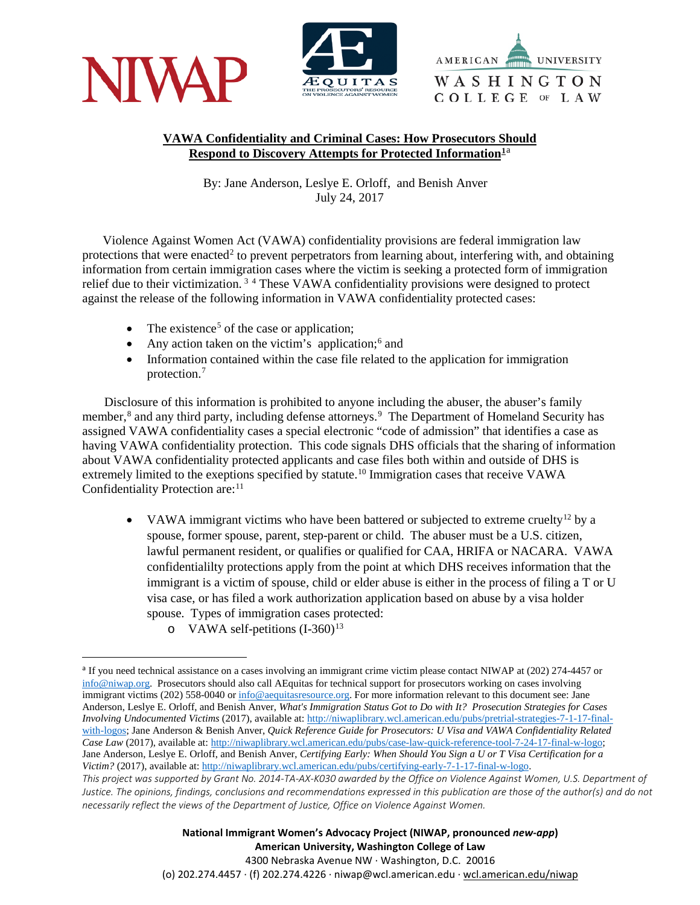# VAWA Confidentiality and Criminal Cases: How Prosecutors Should Respond to Discovery Attempts for Protected Information[1][a]

By: Jane Anderson, Leslye E. Orloff, and Benish Anver
July 24, 2017

Violence Against Women Act (VAWA) confidentiality provisions are federal immigration law protections that were enacted[2] to prevent perpetrators from learning about, interfering with, and obtaining information from certain immigration cases where the victim is seeking a protected form of immigration relief due to their victimization. [3] [4] These VAWA confidentiality provisions were designed to protect against the release of the following information in VAWA confidentiality protected cases:

- The existence[5] of the case or application;
- Any action taken on the victim's application;[6] and
- Information contained within the case file related to the application for immigration protection.[7]

Disclosure of this information is prohibited to anyone including the abuser, the abuser's family member,[8] and any third party, including defense attorneys.[9] The Department of Homeland Security has assigned VAWA confidentiality cases a special electronic "code of admission" that identifies a case as having VAWA confidentiality protection. This code signals DHS officials that the sharing of information about VAWA confidentiality protected applicants and case files both within and outside of DHS is extremely limited to the exeptions specified by statute.[10] Immigration cases that receive VAWA Confidentiality Protection are:[11]

- VAWA immigrant victims who have been battered or subjected to extreme cruelty[12] by a spouse, former spouse, parent, step-parent or child. The abuser must be a U.S. citizen, lawful permanent resident, or qualifies or qualified for CAA, HRIFA or NACARA. VAWA confidentialilty protections apply from the point at which DHS receives information that the immigrant is a victim of spouse, child or elder abuse is either in the process of filing a T or U visa case, or has filed a work authorization application based on abuse by a visa holder spouse. Types of immigration cases protected:
  - VAWA self-petitions (I-360)[13]

---

[a] If you need technical assistance on a cases involving an immigrant crime victim please contact NIWAP at (202) 274-4457 or info@niwap.org. Prosecutors should also call AEquitas for technical support for prosecutors working on cases involving immigrant victims (202) 558-0040 or info@aequitasresource.org. For more information relevant to this document see: Jane Anderson, Leslye E. Orloff, and Benish Anver, *What's Immigration Status Got to Do with It? Prosecution Strategies for Cases Involving Undocumented Victims* (2017), available at: http://niwaplibrary.wcl.american.edu/pubs/pretrial-strategies-7-1-17-final-with-logos; Jane Anderson & Benish Anver, *Quick Reference Guide for Prosecutors: U Visa and VAWA Confidentiality Related Case Law* (2017), available at: http://niwaplibrary.wcl.american.edu/pubs/case-law-quick-reference-tool-7-24-17-final-w-logo; Jane Anderson, Leslye E. Orloff, and Benish Anver, *Certifying Early: When Should You Sign a U or T Visa Certification for a Victim?* (2017), available at: http://niwaplibrary.wcl.american.edu/pubs/certifying-early-7-1-17-final-w-logo.

*This project was supported by Grant No. 2014-TA-AX-K030 awarded by the Office on Violence Against Women, U.S. Department of Justice. The opinions, findings, conclusions and recommendations expressed in this publication are those of the author(s) and do not necessarily reflect the views of the Department of Justice, Office on Violence Against Women.*

**National Immigrant Women's Advocacy Project (NIWAP, pronounced *new-app*)**
**American University, Washington College of Law**
4300 Nebraska Avenue NW · Washington, D.C. 20016
(o) 202.274.4457 · (f) 202.274.4226 · niwap@wcl.american.edu · wcl.american.edu/niwap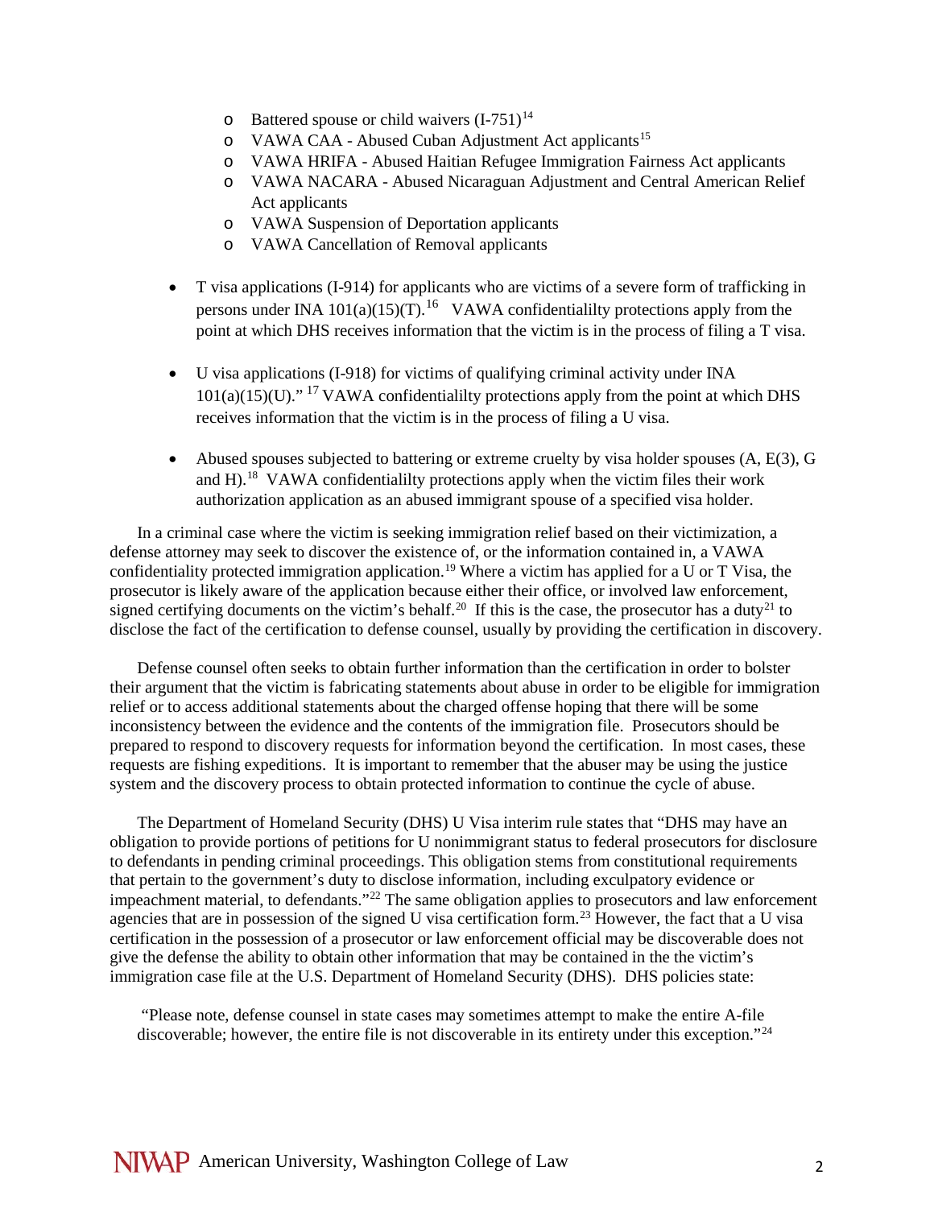- Battered spouse or child waivers (I-751)[14]
- VAWA CAA - Abused Cuban Adjustment Act applicants[15]
- VAWA HRIFA - Abused Haitian Refugee Immigration Fairness Act applicants
- VAWA NACARA - Abused Nicaraguan Adjustment and Central American Relief Act applicants
- VAWA Suspension of Deportation applicants
- VAWA Cancellation of Removal applicants

- T visa applications (I-914) for applicants who are victims of a severe form of trafficking in persons under INA 101(a)(15)(T).[16] VAWA confidentialilty protections apply from the point at which DHS receives information that the victim is in the process of filing a T visa.

- U visa applications (I-918) for victims of qualifying criminal activity under INA 101(a)(15)(U)." [17] VAWA confidentialilty protections apply from the point at which DHS receives information that the victim is in the process of filing a U visa.

- Abused spouses subjected to battering or extreme cruelty by visa holder spouses (A, E(3), G and H).[18] VAWA confidentialilty protections apply when the victim files their work authorization application as an abused immigrant spouse of a specified visa holder.

In a criminal case where the victim is seeking immigration relief based on their victimization, a defense attorney may seek to discover the existence of, or the information contained in, a VAWA confidentiality protected immigration application.[19] Where a victim has applied for a U or T Visa, the prosecutor is likely aware of the application because either their office, or involved law enforcement, signed certifying documents on the victim's behalf.[20] If this is the case, the prosecutor has a duty[21] to disclose the fact of the certification to defense counsel, usually by providing the certification in discovery.

Defense counsel often seeks to obtain further information than the certification in order to bolster their argument that the victim is fabricating statements about abuse in order to be eligible for immigration relief or to access additional statements about the charged offense hoping that there will be some inconsistency between the evidence and the contents of the immigration file. Prosecutors should be prepared to respond to discovery requests for information beyond the certification. In most cases, these requests are fishing expeditions. It is important to remember that the abuser may be using the justice system and the discovery process to obtain protected information to continue the cycle of abuse.

The Department of Homeland Security (DHS) U Visa interim rule states that "DHS may have an obligation to provide portions of petitions for U nonimmigrant status to federal prosecutors for disclosure to defendants in pending criminal proceedings. This obligation stems from constitutional requirements that pertain to the government's duty to disclose information, including exculpatory evidence or impeachment material, to defendants."[22] The same obligation applies to prosecutors and law enforcement agencies that are in possession of the signed U visa certification form.[23] However, the fact that a U visa certification in the possession of a prosecutor or law enforcement official may be discoverable does not give the defense the ability to obtain other information that may be contained in the the victim's immigration case file at the U.S. Department of Homeland Security (DHS). DHS policies state:

> "Please note, defense counsel in state cases may sometimes attempt to make the entire A-file discoverable; however, the entire file is not discoverable in its entirety under this exception."[24]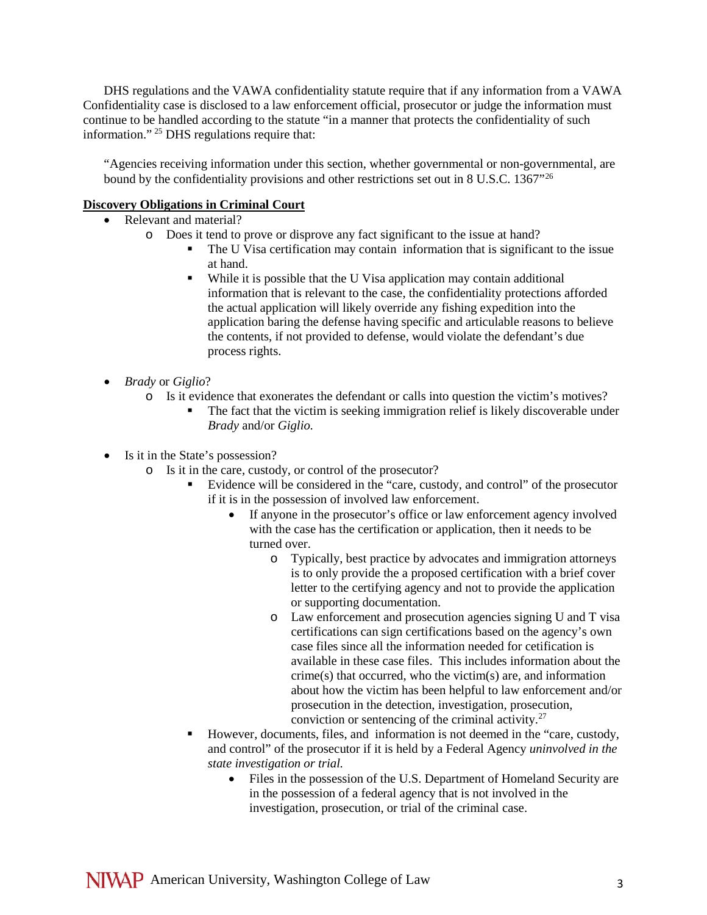DHS regulations and the VAWA confidentiality statute require that if any information from a VAWA Confidentiality case is disclosed to a law enforcement official, prosecutor or judge the information must continue to be handled according to the statute "in a manner that protects the confidentiality of such information." [25] DHS regulations require that:

> "Agencies receiving information under this section, whether governmental or non-governmental, are bound by the confidentiality provisions and other restrictions set out in 8 U.S.C. 1367"[26]

**Discovery Obligations in Criminal Court**

- Relevant and material?
  - Does it tend to prove or disprove any fact significant to the issue at hand?
    - The U Visa certification may contain information that is significant to the issue at hand.
    - While it is possible that the U Visa application may contain additional information that is relevant to the case, the confidentiality protections afforded the actual application will likely override any fishing expedition into the application baring the defense having specific and articulable reasons to believe the contents, if not provided to defense, would violate the defendant's due process rights.

- *Brady* or *Giglio*?
  - Is it evidence that exonerates the defendant or calls into question the victim's motives?
    - The fact that the victim is seeking immigration relief is likely discoverable under *Brady* and/or *Giglio.*

- Is it in the State's possession?
  - Is it in the care, custody, or control of the prosecutor?
    - Evidence will be considered in the "care, custody, and control" of the prosecutor if it is in the possession of involved law enforcement.
      - If anyone in the prosecutor's office or law enforcement agency involved with the case has the certification or application, then it needs to be turned over.
        - Typically, best practice by advocates and immigration attorneys is to only provide the a proposed certification with a brief cover letter to the certifying agency and not to provide the application or supporting documentation.
        - Law enforcement and prosecution agencies signing U and T visa certifications can sign certifications based on the agency's own case files since all the information needed for cetification is available in these case files. This includes information about the crime(s) that occurred, who the victim(s) are, and information about how the victim has been helpful to law enforcement and/or prosecution in the detection, investigation, prosecution, conviction or sentencing of the criminal activity.[27]
    - However, documents, files, and information is not deemed in the "care, custody, and control" of the prosecutor if it is held by a Federal Agency *uninvolved in the state investigation or trial.*
      - Files in the possession of the U.S. Department of Homeland Security are in the possession of a federal agency that is not involved in the investigation, prosecution, or trial of the criminal case.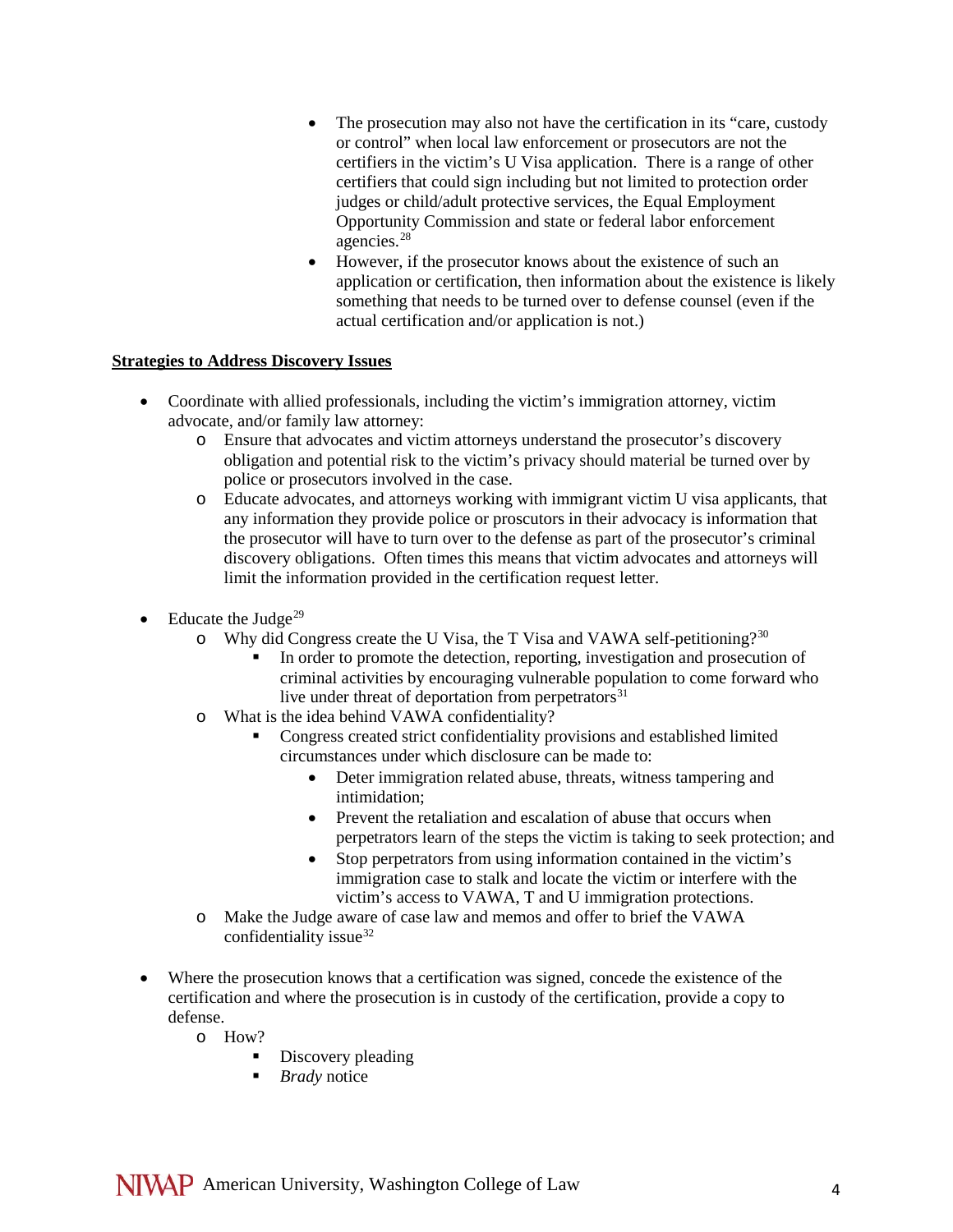- The prosecution may also not have the certification in its "care, custody or control" when local law enforcement or prosecutors are not the certifiers in the victim's U Visa application. There is a range of other certifiers that could sign including but not limited to protection order judges or child/adult protective services, the Equal Employment Opportunity Commission and state or federal labor enforcement agencies.[28]
- However, if the prosecutor knows about the existence of such an application or certification, then information about the existence is likely something that needs to be turned over to defense counsel (even if the actual certification and/or application is not.)

**Strategies to Address Discovery Issues**

- Coordinate with allied professionals, including the victim's immigration attorney, victim advocate, and/or family law attorney:
  - Ensure that advocates and victim attorneys understand the prosecutor's discovery obligation and potential risk to the victim's privacy should material be turned over by police or prosecutors involved in the case.
  - Educate advocates, and attorneys working with immigrant victim U visa applicants, that any information they provide police or proscutors in their advocacy is information that the prosecutor will have to turn over to the defense as part of the prosecutor's criminal discovery obligations. Often times this means that victim advocates and attorneys will limit the information provided in the certification request letter.

- Educate the Judge[29]
  - Why did Congress create the U Visa, the T Visa and VAWA self-petitioning?[30]
    - In order to promote the detection, reporting, investigation and prosecution of criminal activities by encouraging vulnerable population to come forward who live under threat of deportation from perpetrators[31]
  - What is the idea behind VAWA confidentiality?
    - Congress created strict confidentiality provisions and established limited circumstances under which disclosure can be made to:
      - Deter immigration related abuse, threats, witness tampering and intimidation;
      - Prevent the retaliation and escalation of abuse that occurs when perpetrators learn of the steps the victim is taking to seek protection; and
      - Stop perpetrators from using information contained in the victim's immigration case to stalk and locate the victim or interfere with the victim's access to VAWA, T and U immigration protections.
  - Make the Judge aware of case law and memos and offer to brief the VAWA confidentiality issue[32]

- Where the prosecution knows that a certification was signed, concede the existence of the certification and where the prosecution is in custody of the certification, provide a copy to defense.
  - How?
    - Discovery pleading
    - *Brady* notice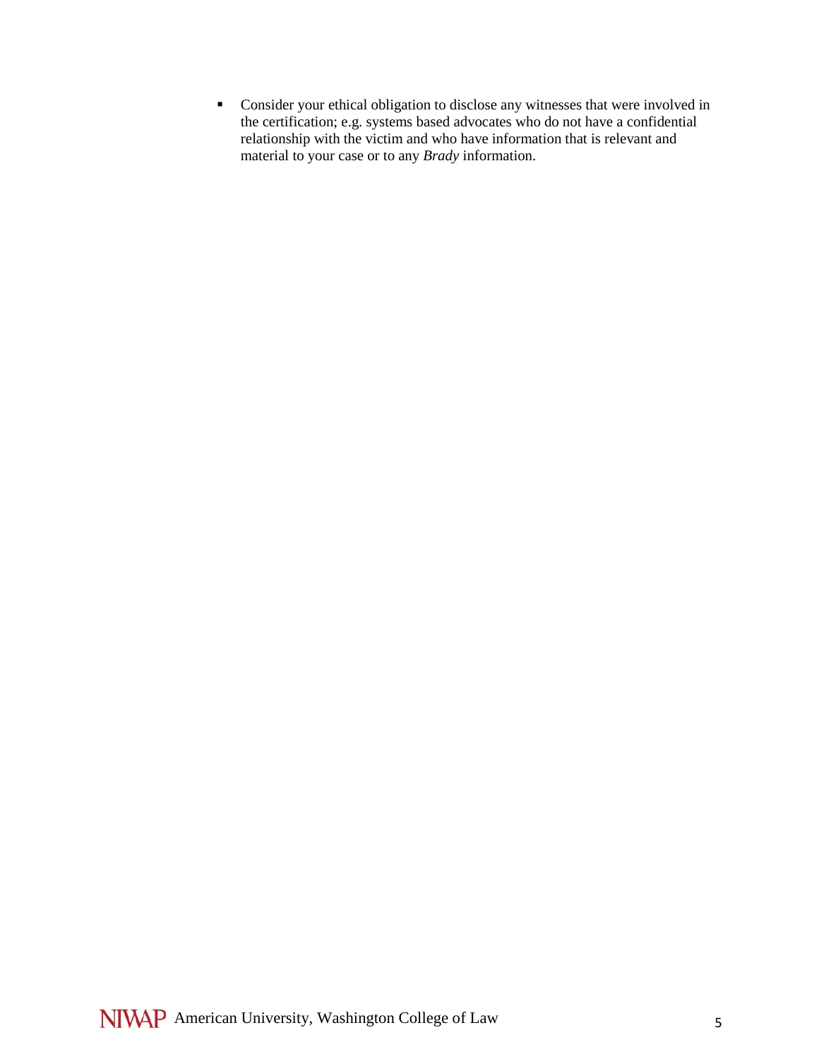- Consider your ethical obligation to disclose any witnesses that were involved in the certification; e.g. systems based advocates who do not have a confidential relationship with the victim and who have information that is relevant and material to your case or to any *Brady* information.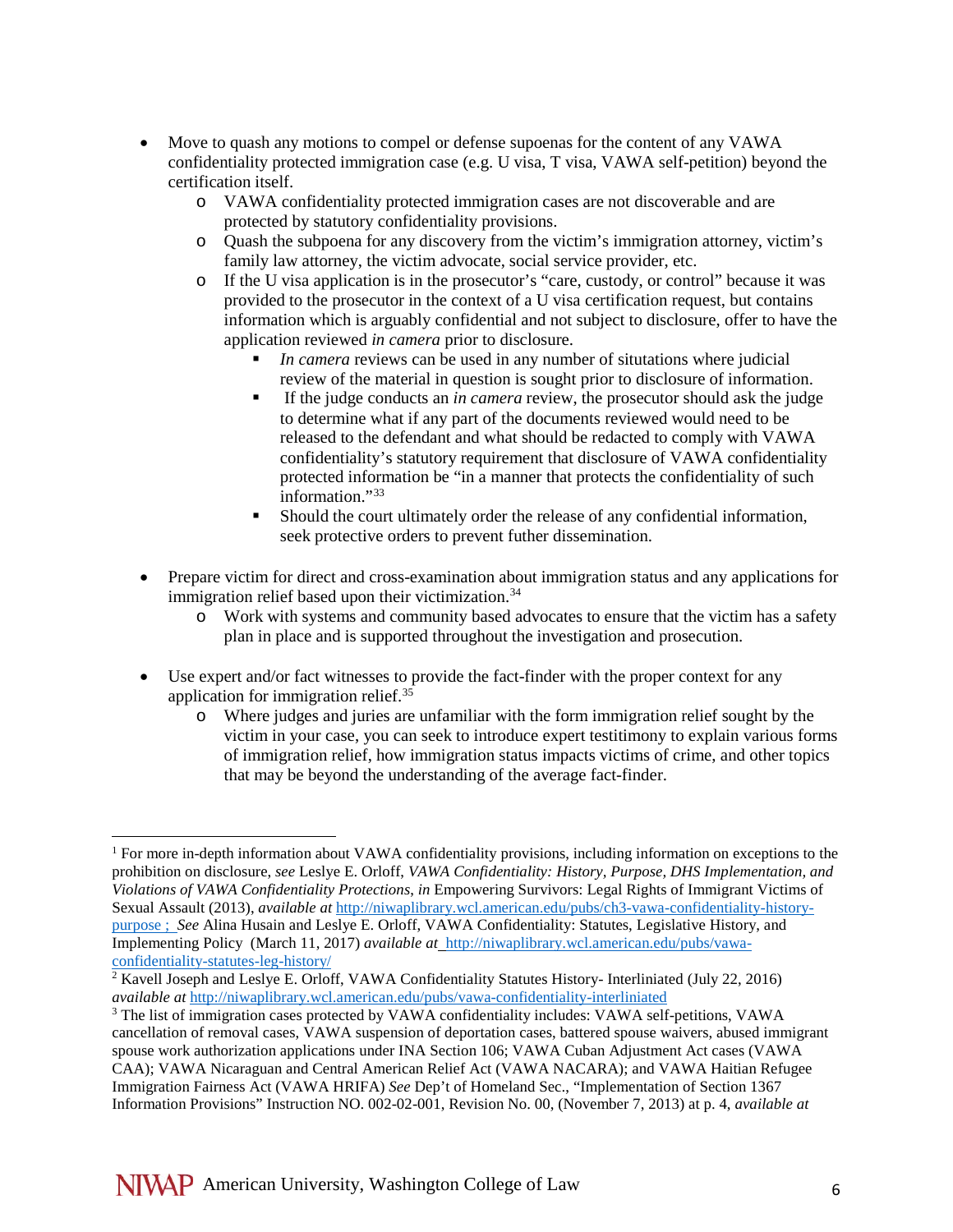- Move to quash any motions to compel or defense supoenas for the content of any VAWA confidentiality protected immigration case (e.g. U visa, T visa, VAWA self-petition) beyond the certification itself.
    - VAWA confidentiality protected immigration cases are not discoverable and are protected by statutory confidentiality provisions.
    - Quash the subpoena for any discovery from the victim's immigration attorney, victim's family law attorney, the victim advocate, social service provider, etc.
    - If the U visa application is in the prosecutor's "care, custody, or control" because it was provided to the prosecutor in the context of a U visa certification request, but contains information which is arguably confidential and not subject to disclosure, offer to have the application reviewed *in camera* prior to disclosure.
        - *In camera* reviews can be used in any number of situtations where judicial review of the material in question is sought prior to disclosure of information.
        - If the judge conducts an *in camera* review, the prosecutor should ask the judge to determine what if any part of the documents reviewed would need to be released to the defendant and what should be redacted to comply with VAWA confidentiality's statutory requirement that disclosure of VAWA confidentiality protected information be "in a manner that protects the confidentiality of such information."[33]
        - Should the court ultimately order the release of any confidential information, seek protective orders to prevent futher dissemination.

- Prepare victim for direct and cross-examination about immigration status and any applications for immigration relief based upon their victimization.[34]
    - Work with systems and community based advocates to ensure that the victim has a safety plan in place and is supported throughout the investigation and prosecution.

- Use expert and/or fact witnesses to provide the fact-finder with the proper context for any application for immigration relief.[35]
    - Where judges and juries are unfamiliar with the form immigration relief sought by the victim in your case, you can seek to introduce expert testimony to explain various forms of immigration relief, how immigration status impacts victims of crime, and other topics that may be beyond the understanding of the average fact-finder.

---

[1] For more in-depth information about VAWA confidentiality provisions, including information on exceptions to the prohibition on disclosure, *see* Leslye E. Orloff, *VAWA Confidentiality: History, Purpose, DHS Implementation, and Violations of VAWA Confidentiality Protections, in* Empowering Survivors: Legal Rights of Immigrant Victims of Sexual Assault (2013), *available at* http://niwaplibrary.wcl.american.edu/pubs/ch3-vawa-confidentiality-history-purpose ; *See* Alina Husain and Leslye E. Orloff, VAWA Confidentiality: Statutes, Legislative History, and Implementing Policy (March 11, 2017) *available at* http://niwaplibrary.wcl.american.edu/pubs/vawa-confidentiality-statutes-leg-history/

[2] Kavell Joseph and Leslye E. Orloff, VAWA Confidentiality Statutes History- Interliniated (July 22, 2016) *available at* http://niwaplibrary.wcl.american.edu/pubs/vawa-confidentiality-interliniated

[3] The list of immigration cases protected by VAWA confidentiality includes: VAWA self-petitions, VAWA cancellation of removal cases, VAWA suspension of deportation cases, battered spouse waivers, abused immigrant spouse work authorization applications under INA Section 106; VAWA Cuban Adjustment Act cases (VAWA CAA); VAWA Nicaraguan and Central American Relief Act (VAWA NACARA); and VAWA Haitian Refugee Immigration Fairness Act (VAWA HRIFA) *See* Dep't of Homeland Sec., "Implementation of Section 1367 Information Provisions" Instruction NO. 002-02-001, Revision No. 00, (November 7, 2013) at p. 4, *available at*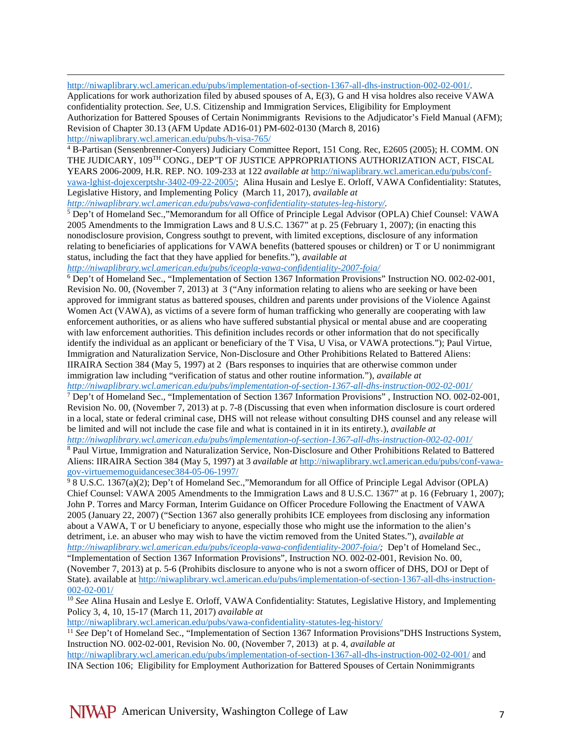http://niwaplibrary.wcl.american.edu/pubs/implementation-of-section-1367-all-dhs-instruction-002-02-001/. Applications for work authorization filed by abused spouses of A, E(3), G and H visa holdres also receive VAWA confidentiality protection. *See*, U.S. Citizenship and Immigration Services, Eligibility for Employment Authorization for Battered Spouses of Certain Nonimmigrants Revisions to the Adjudicator's Field Manual (AFM); Revision of Chapter 30.13 (AFM Update AD16-01) PM-602-0130 (March 8, 2016) http://niwaplibrary.wcl.american.edu/pubs/h-visa-765/

[4] B-Partisan (Sensenbrenner-Conyers) Judiciary Committee Report, 151 Cong. Rec, E2605 (2005); H. COMM. ON THE JUDICARY, 109[TH] CONG., DEP'T OF JUSTICE APPROPRIATIONS AUTHORIZATION ACT, FISCAL YEARS 2006-2009, H.R. REP. NO. 109-233 at 122 *available at* http://niwaplibrary.wcl.american.edu/pubs/conf-vawa-lghist-dojexcerptshr-3402-09-22-2005/; Alina Husain and Leslye E. Orloff, VAWA Confidentiality: Statutes, Legislative History, and Implementing Policy (March 11, 2017), *available at* *http://niwaplibrary.wcl.american.edu/pubs/vawa-confidentiality-statutes-leg-history/*.

[5] Dep't of Homeland Sec.,"Memorandum for all Office of Principle Legal Advisor (OPLA) Chief Counsel: VAWA 2005 Amendments to the Immigration Laws and 8 U.S.C. 1367" at p. 25 (February 1, 2007); (in enacting this nonodisclosure provision, Congress southgt to prevent, with limited exceptions, disclosure of any information relating to beneficiaries of applications for VAWA benefits (battered spouses or children) or T or U nonimmigrant status, including the fact that they have applied for benefits."), *available at* *http://niwaplibrary.wcl.american.edu/pubs/iceopla-vawa-confidentiality-2007-foia/*

[6] Dep't of Homeland Sec., "Implementation of Section 1367 Information Provisions" Instruction NO. 002-02-001, Revision No. 00, (November 7, 2013) at 3 ("Any information relating to aliens who are seeking or have been approved for immigrant status as battered spouses, children and parents under provisions of the Violence Against Women Act (VAWA), as victims of a severe form of human trafficking who generally are cooperating with law enforcement authorities, or as aliens who have suffered substantial physical or mental abuse and are cooperating with law enforcement authorities. This definition includes records or other information that do not specifically identify the individual as an applicant or beneficiary of the T Visa, U Visa, or VAWA protections."); Paul Virtue, Immigration and Naturalization Service, Non-Disclosure and Other Prohibitions Related to Battered Aliens: IIRAIRA Section 384 (May 5, 1997) at 2 (Bars responses to inquiries that are otherwise common under immigration law including "verification of status and other routine information."), *available at* *http://niwaplibrary.wcl.american.edu/pubs/implementation-of-section-1367-all-dhs-instruction-002-02-001/*

[7] Dep't of Homeland Sec., "Implementation of Section 1367 Information Provisions" , Instruction NO. 002-02-001, Revision No. 00, (November 7, 2013) at p. 7-8 (Discussing that even when information disclosure is court ordered in a local, state or federal criminal case, DHS will not release without consulting DHS counsel and any release will be limited and will not include the case file and what is contained in it in its entirety.), *available at* *http://niwaplibrary.wcl.american.edu/pubs/implementation-of-section-1367-all-dhs-instruction-002-02-001/*

[8] Paul Virtue, Immigration and Naturalization Service, Non-Disclosure and Other Prohibitions Related to Battered Aliens: IIRAIRA Section 384 (May 5, 1997) at 3 *available at* http://niwaplibrary.wcl.american.edu/pubs/conf-vawa-gov-virtuememoguidancesec384-05-06-1997/

[9] 8 U.S.C. 1367(a)(2); Dep't of Homeland Sec.,"Memorandum for all Office of Principle Legal Advisor (OPLA) Chief Counsel: VAWA 2005 Amendments to the Immigration Laws and 8 U.S.C. 1367" at p. 16 (February 1, 2007); John P. Torres and Marcy Forman, Interim Guidance on Officer Procedure Following the Enactment of VAWA 2005 (January 22, 2007) ("Section 1367 also generally prohibits ICE employees from disclosing any information about a VAWA, T or U beneficiary to anyone, especially those who might use the information to the alien's detriment, i.e. an abuser who may wish to have the victim removed from the United States."), *available at* *http://niwaplibrary.wcl.american.edu/pubs/iceopla-vawa-confidentiality-2007-foia/;* Dep't of Homeland Sec., "Implementation of Section 1367 Information Provisions", Instruction NO. 002-02-001, Revision No. 00, (November 7, 2013) at p. 5-6 (Prohibits disclosure to anyone who is not a sworn officer of DHS, DOJ or Dept of State). available at http://niwaplibrary.wcl.american.edu/pubs/implementation-of-section-1367-all-dhs-instruction-002-02-001/

[10] *See* Alina Husain and Leslye E. Orloff, VAWA Confidentiality: Statutes, Legislative History, and Implementing Policy 3, 4, 10, 15-17 (March 11, 2017) *available at* http://niwaplibrary.wcl.american.edu/pubs/vawa-confidentiality-statutes-leg-history/

[11] *See* Dep't of Homeland Sec., "Implementation of Section 1367 Information Provisions"DHS Instructions System, Instruction NO. 002-02-001, Revision No. 00, (November 7, 2013) at p. 4, *available at* http://niwaplibrary.wcl.american.edu/pubs/implementation-of-section-1367-all-dhs-instruction-002-02-001/ and INA Section 106; Eligibility for Employment Authorization for Battered Spouses of Certain Nonimmigrants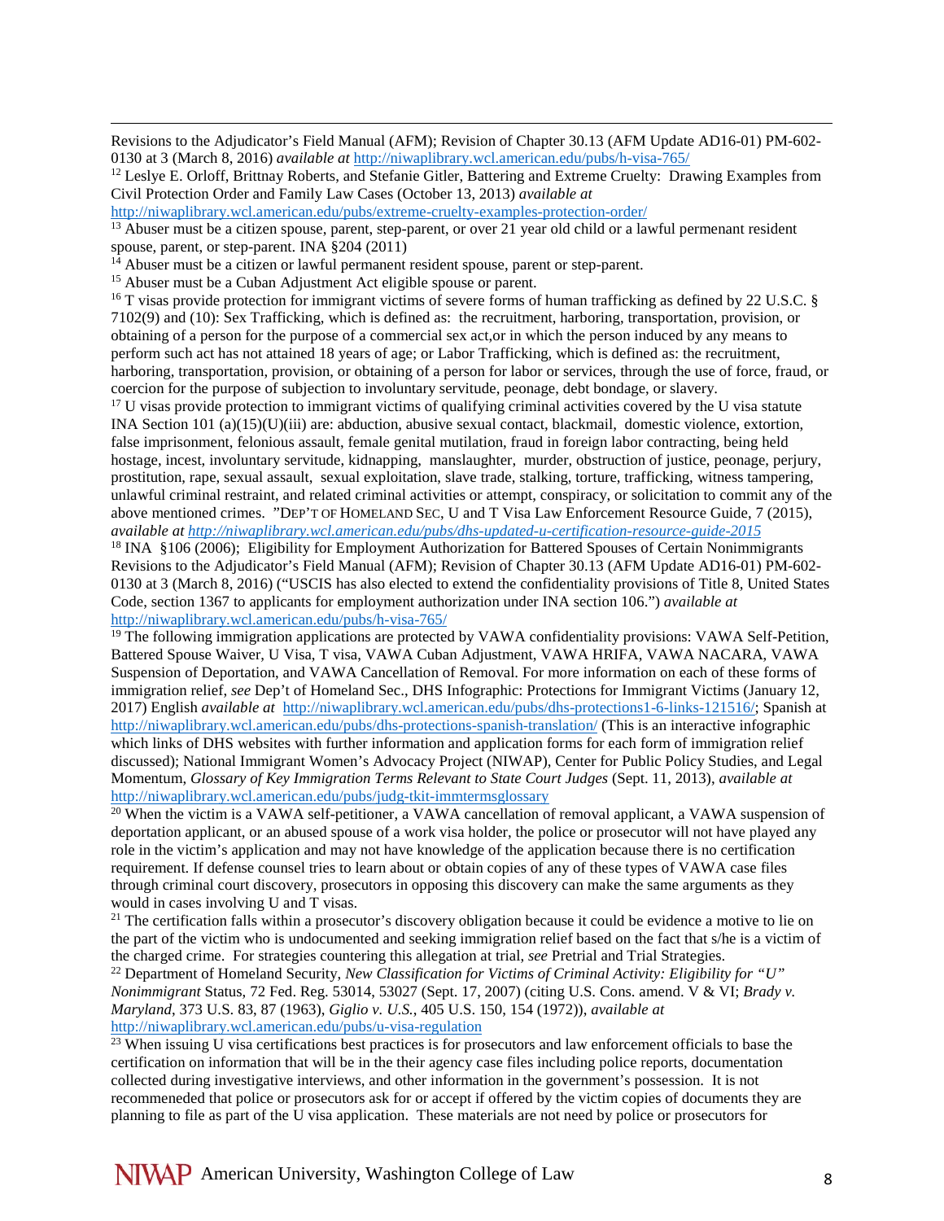Revisions to the Adjudicator's Field Manual (AFM); Revision of Chapter 30.13 (AFM Update AD16-01) PM-602-0130 at 3 (March 8, 2016) *available at* http://niwaplibrary.wcl.american.edu/pubs/h-visa-765/

[12] Leslye E. Orloff, Brittnay Roberts, and Stefanie Gitler, Battering and Extreme Cruelty: Drawing Examples from Civil Protection Order and Family Law Cases (October 13, 2013) *available at* http://niwaplibrary.wcl.american.edu/pubs/extreme-cruelty-examples-protection-order/

[13] Abuser must be a citizen spouse, parent, step-parent, or over 21 year old child or a lawful permenant resident spouse, parent, or step-parent. INA §204 (2011)

[14] Abuser must be a citizen or lawful permanent resident spouse, parent or step-parent.

[15] Abuser must be a Cuban Adjustment Act eligible spouse or parent.

[16] T visas provide protection for immigrant victims of severe forms of human trafficking as defined by 22 U.S.C. § 7102(9) and (10): Sex Trafficking, which is defined as: the recruitment, harboring, transportation, provision, or obtaining of a person for the purpose of a commercial sex act,or in which the person induced by any means to perform such act has not attained 18 years of age; or Labor Trafficking, which is defined as: the recruitment, harboring, transportation, provision, or obtaining of a person for labor or services, through the use of force, fraud, or coercion for the purpose of subjection to involuntary servitude, peonage, debt bondage, or slavery.

[17] U visas provide protection to immigrant victims of qualifying criminal activities covered by the U visa statute INA Section 101 (a)(15)(U)(iii) are: abduction, abusive sexual contact, blackmail, domestic violence, extortion, false imprisonment, felonious assault, female genital mutilation, fraud in foreign labor contracting, being held hostage, incest, involuntary servitude, kidnapping, manslaughter, murder, obstruction of justice, peonage, perjury, prostitution, rape, sexual assault, sexual exploitation, slave trade, stalking, torture, trafficking, witness tampering, unlawful criminal restraint, and related criminal activities or attempt, conspiracy, or solicitation to commit any of the above mentioned crimes. "DEP'T OF HOMELAND SEC, U and T Visa Law Enforcement Resource Guide, 7 (2015), *available at http://niwaplibrary.wcl.american.edu/pubs/dhs-updated-u-certification-resource-guide-2015*

[18] INA §106 (2006); Eligibility for Employment Authorization for Battered Spouses of Certain Nonimmigrants Revisions to the Adjudicator's Field Manual (AFM); Revision of Chapter 30.13 (AFM Update AD16-01) PM-602-0130 at 3 (March 8, 2016) ("USCIS has also elected to extend the confidentiality provisions of Title 8, United States Code, section 1367 to applicants for employment authorization under INA section 106.") *available at* http://niwaplibrary.wcl.american.edu/pubs/h-visa-765/

[19] The following immigration applications are protected by VAWA confidentiality provisions: VAWA Self-Petition, Battered Spouse Waiver, U Visa, T visa, VAWA Cuban Adjustment, VAWA HRIFA, VAWA NACARA, VAWA Suspension of Deportation, and VAWA Cancellation of Removal. For more information on each of these forms of immigration relief, *see* Dep't of Homeland Sec., DHS Infographic: Protections for Immigrant Victims (January 12, 2017) English *available at* http://niwaplibrary.wcl.american.edu/pubs/dhs-protections1-6-links-121516/; Spanish at http://niwaplibrary.wcl.american.edu/pubs/dhs-protections-spanish-translation/ (This is an interactive infographic which links of DHS websites with further information and application forms for each form of immigration relief discussed); National Immigrant Women's Advocacy Project (NIWAP), Center for Public Policy Studies, and Legal Momentum, *Glossary of Key Immigration Terms Relevant to State Court Judges* (Sept. 11, 2013), *available at* http://niwaplibrary.wcl.american.edu/pubs/judg-tkit-immtermsglossary

[20] When the victim is a VAWA self-petitioner, a VAWA cancellation of removal applicant, a VAWA suspension of deportation applicant, or an abused spouse of a work visa holder, the police or prosecutor will not have played any role in the victim's application and may not have knowledge of the application because there is no certification requirement. If defense counsel tries to learn about or obtain copies of any of these types of VAWA case files through criminal court discovery, prosecutors in opposing this discovery can make the same arguments as they would in cases involving U and T visas.

[21] The certification falls within a prosecutor's discovery obligation because it could be evidence a motive to lie on the part of the victim who is undocumented and seeking immigration relief based on the fact that s/he is a victim of the charged crime. For strategies countering this allegation at trial, *see* Pretrial and Trial Strategies.

[22] Department of Homeland Security, *New Classification for Victims of Criminal Activity: Eligibility for "U" Nonimmigrant* Status, 72 Fed. Reg. 53014, 53027 (Sept. 17, 2007) (citing U.S. Cons. amend. V & VI; *Brady v. Maryland*, 373 U.S. 83, 87 (1963), *Giglio v. U.S.*, 405 U.S. 150, 154 (1972)), *available at* http://niwaplibrary.wcl.american.edu/pubs/u-visa-regulation

[23] When issuing U visa certifications best practices is for prosecutors and law enforcement officials to base the certification on information that will be in the their agency case files including police reports, documentation collected during investigative interviews, and other information in the government's possession. It is not recommeneded that police or prosecutors ask for or accept if offered by the victim copies of documents they are planning to file as part of the U visa application. These materials are not need by police or prosecutors for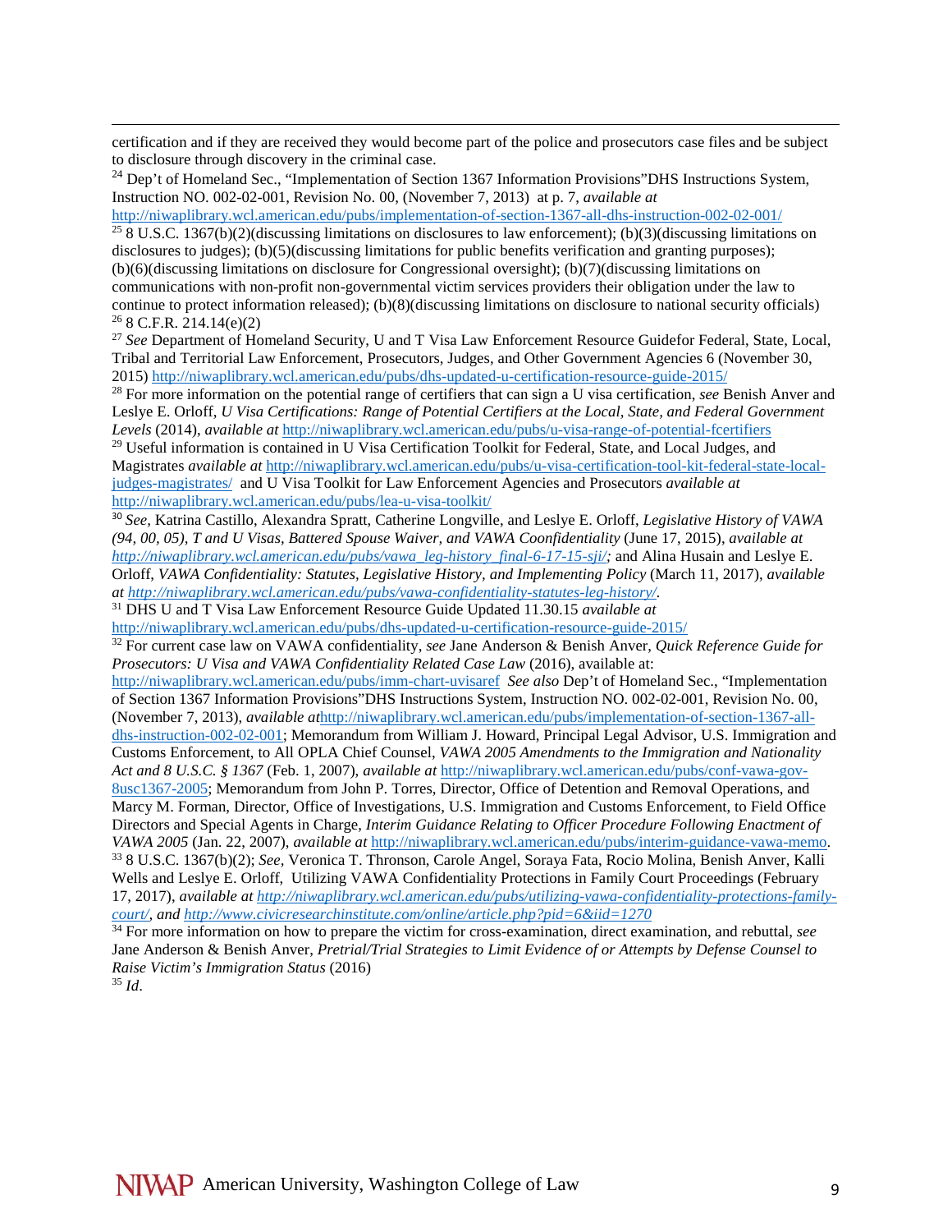certification and if they are received they would become part of the police and prosecutors case files and be subject to disclosure through discovery in the criminal case.

[24] Dep't of Homeland Sec., "Implementation of Section 1367 Information Provisions"DHS Instructions System, Instruction NO. 002-02-001, Revision No. 00, (November 7, 2013) at p. 7, *available at* http://niwaplibrary.wcl.american.edu/pubs/implementation-of-section-1367-all-dhs-instruction-002-02-001/

[25] 8 U.S.C. 1367(b)(2)(discussing limitations on disclosures to law enforcement); (b)(3)(discussing limitations on disclosures to judges); (b)(5)(discussing limitations for public benefits verification and granting purposes); (b)(6)(discussing limitations on disclosure for Congressional oversight); (b)(7)(discussing limitations on communications with non-profit non-governmental victim services providers their obligation under the law to continue to protect information released); (b)(8)(discussing limitations on disclosure to national security officials)

[26] 8 C.F.R. 214.14(e)(2)

[27] *See* Department of Homeland Security, U and T Visa Law Enforcement Resource Guidefor Federal, State, Local, Tribal and Territorial Law Enforcement, Prosecutors, Judges, and Other Government Agencies 6 (November 30, 2015) http://niwaplibrary.wcl.american.edu/pubs/dhs-updated-u-certification-resource-guide-2015/

[28] For more information on the potential range of certifiers that can sign a U visa certification, *see* Benish Anver and Leslye E. Orloff, *U Visa Certifications: Range of Potential Certifiers at the Local, State, and Federal Government Levels* (2014), *available at* http://niwaplibrary.wcl.american.edu/pubs/u-visa-range-of-potential-fcertifiers

[29] Useful information is contained in U Visa Certification Toolkit for Federal, State, and Local Judges, and Magistrates *available at* http://niwaplibrary.wcl.american.edu/pubs/u-visa-certification-tool-kit-federal-state-local-judges-magistrates/ and U Visa Toolkit for Law Enforcement Agencies and Prosecutors *available at* http://niwaplibrary.wcl.american.edu/pubs/lea-u-visa-toolkit/

[30] *See,* Katrina Castillo, Alexandra Spratt, Catherine Longville, and Leslye E. Orloff, *Legislative History of VAWA (94, 00, 05), T and U Visas, Battered Spouse Waiver, and VAWA Coonfidentiality* (June 17, 2015), *available at http://niwaplibrary.wcl.american.edu/pubs/vawa_leg-history_final-6-17-15-sji/;* and Alina Husain and Leslye E. Orloff, *VAWA Confidentiality: Statutes, Legislative History, and Implementing Policy* (March 11, 2017), *available at http://niwaplibrary.wcl.american.edu/pubs/vawa-confidentiality-statutes-leg-history/*.

[31] DHS U and T Visa Law Enforcement Resource Guide Updated 11.30.15 *available at* http://niwaplibrary.wcl.american.edu/pubs/dhs-updated-u-certification-resource-guide-2015/

[32] For current case law on VAWA confidentiality, *see* Jane Anderson & Benish Anver, *Quick Reference Guide for Prosecutors: U Visa and VAWA Confidentiality Related Case Law* (2016), available at: http://niwaplibrary.wcl.american.edu/pubs/imm-chart-uvisaref *See also* Dep't of Homeland Sec., "Implementation of Section 1367 Information Provisions"DHS Instructions System, Instruction NO. 002-02-001, Revision No. 00, (November 7, 2013), *available at*http://niwaplibrary.wcl.american.edu/pubs/implementation-of-section-1367-all-dhs-instruction-002-02-001; Memorandum from William J. Howard, Principal Legal Advisor, U.S. Immigration and Customs Enforcement, to All OPLA Chief Counsel, *VAWA 2005 Amendments to the Immigration and Nationality Act and 8 U.S.C. § 1367* (Feb. 1, 2007), *available at* http://niwaplibrary.wcl.american.edu/pubs/conf-vawa-gov-8usc1367-2005; Memorandum from John P. Torres, Director, Office of Detention and Removal Operations, and Marcy M. Forman, Director, Office of Investigations, U.S. Immigration and Customs Enforcement, to Field Office Directors and Special Agents in Charge, *Interim Guidance Relating to Officer Procedure Following Enactment of VAWA 2005* (Jan. 22, 2007), *available at* http://niwaplibrary.wcl.american.edu/pubs/interim-guidance-vawa-memo.

[33] 8 U.S.C. 1367(b)(2); *See,* Veronica T. Thronson, Carole Angel, Soraya Fata, Rocio Molina, Benish Anver, Kalli Wells and Leslye E. Orloff, Utilizing VAWA Confidentiality Protections in Family Court Proceedings (February 17, 2017), *available at http://niwaplibrary.wcl.american.edu/pubs/utilizing-vawa-confidentiality-protections-family-court/, and http://www.civicresearchinstitute.com/online/article.php?pid=6&iid=1270*

[34] For more information on how to prepare the victim for cross-examination, direct examination, and rebuttal, *see* Jane Anderson & Benish Anver, *Pretrial/Trial Strategies to Limit Evidence of or Attempts by Defense Counsel to Raise Victim's Immigration Status* (2016)

[35] *Id*.